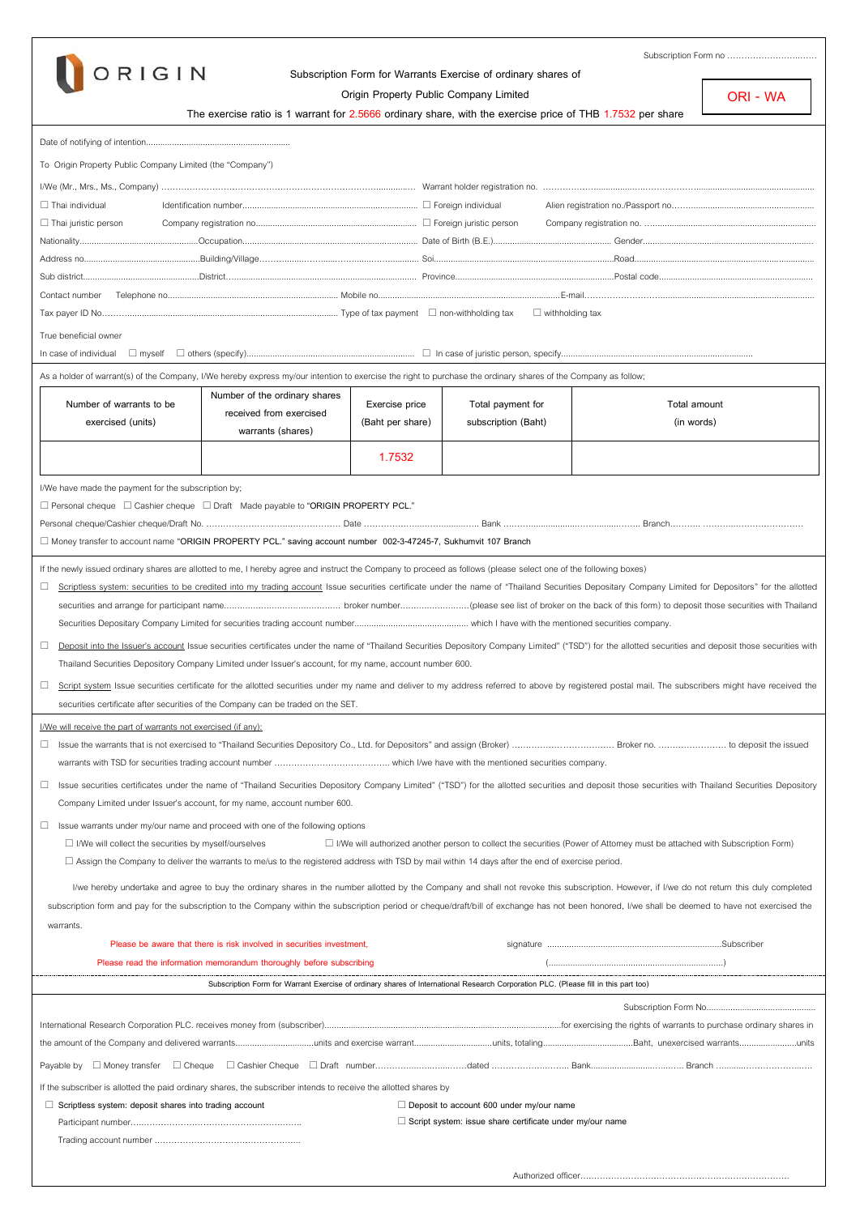ORIGIN

Subscription Form no ................................

Subscription Form for Warrants Exercise of ordinary shares of

Origin Property Public Company Limited

**ORI - WA**

The exercise ratio is 1 warrant for 2.5666 ordinary share, with the exercise price of THB 1.7532 per share

Date of notifying of intention...............................................................

To Origin Property Public Company Limited (the "Company")

I/We (Mr., Mrs., Ms., Company) ........................................................................................... Warrant holder registration no. ...........................................................................................

☐ Thai individual Identification number.......................................................................... ☐ Foreign individual Alien registration no./Passport no...........................................................

☐ Thai juristic person Company registration no..................................................................... ☐ Foreign juristic person Company registration no. .........................................................................

Nationality..................................................Occupation.......................................................................... Date of Birth (B.E.).................................................... Gender.........................................................

Address no................................................Building/Village..................................................................... Soi.............................................................................Road...........................................................

Sub district................................................District................................................................................ Province.....................................................................Postal code.................................................

Contact number Telephone no.......................................................................... Mobile no..............................................................................E-mail..............................................................................

Tax payer ID No.................................................................................................. Type of tax payment ☐ non-withholding tax ☐ withholding tax

True beneficial owner

In case of individual ☐ myself ☐ others (specify)........................................................................ ☐ In case of juristic person, specify.................................................................................

As a holder of warrant(s) of the Company, I/We hereby express my/our intention to exercise the right to purchase the ordinary shares of the Company as follow;

| Number of warrants to be exercised (units) | Number of the ordinary shares received from exercised warrants (shares) | Exercise price (Baht per share) | Total payment for subscription (Baht) | Total amount (in words) |
|---|---|---|---|---|
| | | 1.7532 | | |

I/We have made the payment for the subscription by;

☐ Personal cheque ☐ Cashier cheque ☐ Draft Made payable to "**ORIGIN PROPERTY PCL.**"

Personal cheque/Cashier cheque/Draft No. ................................................... Date ............................................ Bank .......................................................... Branch........... ..........................................

☐ Money transfer to account name "**ORIGIN PROPERTY PCL.**" saving account number 002-3-47245-7, Sukhumvit 107 Branch

If the newly issued ordinary shares are allotted to me, I hereby agree and instruct the Company to proceed as follows (please select one of the following boxes)

☐ Scriptless system: securities to be credited into my trading account Issue securities certificate under the name of "Thailand Securities Depositary Company Limited for Depositors" for the allotted securities and arrange for participant name........................................... broker number..........................(please see list of broker on the back of this form) to deposit those securities with Thailand Securities Depositary Company Limited for securities trading account number............................................... which I have with the mentioned securities company.

☐ Deposit into the Issuer's account Issue securities certificates under the name of "Thailand Securities Depository Company Limited" ("TSD") for the allotted securities and deposit those securities with Thailand Securities Depository Company Limited under Issuer's account, for my name, account number 600.

☐ Script system Issue securities certificate for the allotted securities under my name and deliver to my address referred to above by registered postal mail. The subscribers might have received the securities certificate after securities of the Company can be traded on the SET.

I/We will receive the part of warrants not exercised (if any):

☐ Issue the warrants that is not exercised to "Thailand Securities Depository Co., Ltd. for Depositors" and assign (Broker) ........................................ Broker no. ........................ to deposit the issued warrants with TSD for securities trading account number ........................................ which I/we have with the mentioned securities company.

☐ Issue securities certificates under the name of "Thailand Securities Depository Company Limited" ("TSD") for the allotted securities and deposit those securities with Thailand Securities Depository Company Limited under Issuer's account, for my name, account number 600.

☐ Issue warrants under my/our name and proceed with one of the following options

☐ I/We will collect the securities by myself/ourselves ☐ I/We will authorized another person to collect the securities (Power of Attorney must be attached with Subscription Form)

☐ Assign the Company to deliver the warrants to me/us to the registered address with TSD by mail within 14 days after the end of exercise period.

I/we hereby undertake and agree to buy the ordinary shares in the number allotted by the Company and shall not revoke this subscription. However, if I/we do not return this duly completed subscription form and pay for the subscription to the Company within the subscription period or cheque/draft/bill of exchange has not been honored, I/we shall be deemed to have not exercised the warrants.

Please be aware that there is risk involved in securities investment,

Please read the information memorandum thoroughly before subscribing

signature ........................................................................Subscriber

(.........................................................................)

Subscription Form for Warrant Exercise of ordinary shares of International Research Corporation PLC. (Please fill in this part too)

Subscription Form No..............................................

International Research Corporation PLC. receives money from (subscriber)..................................................................................................for exercising the rights of warrants to purchase ordinary shares in the amount of the Company and delivered warrants.................................units and exercise warrant.................................units, totaling......................................Baht, unexercised warrants........................units

Payable by ☐ Money transfer ☐ Cheque ☐ Cashier Cheque ☐ Draft number..................................dated ........................... Bank....................................... Branch ............................

If the subscriber is allotted the paid ordinary shares, the subscriber intends to receive the allotted shares by

☐ Scriptless system: deposit shares into trading account

Participant number...............................................................

Trading account number ....................................................

☐ Deposit to account 600 under my/our name

☐ Script system: issue share certificate under my/our name

Authorized officer............................................................................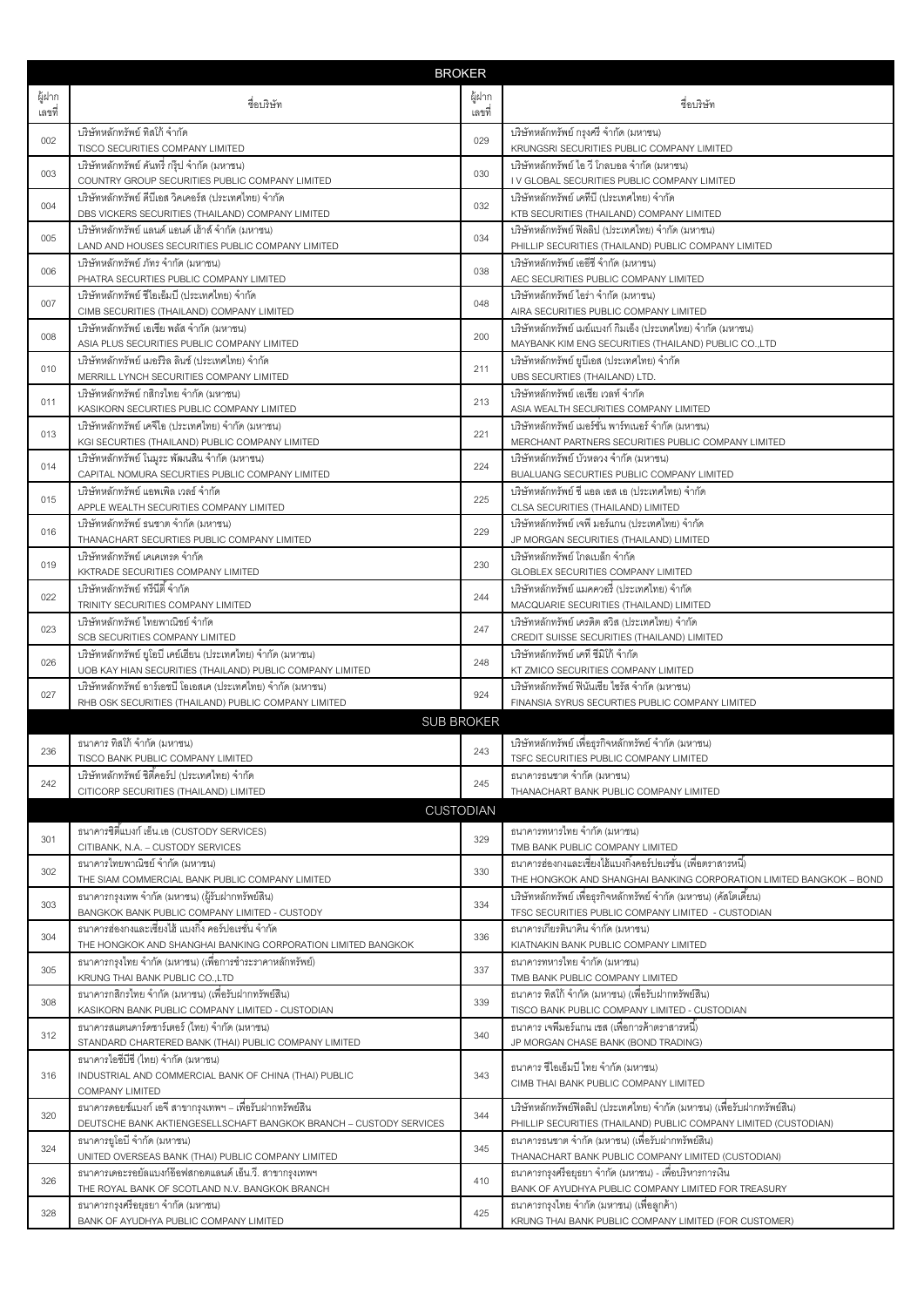| BROKER | | | |
|---|---|---|---|
| ผู้ฝาก เลขที่ | ชื่อบริษัท | ผู้ฝาก เลขที่ | ชื่อบริษัท |
| 002 | บริษัทหลักทรัพย์ ทิสโก้ จำกัด<br>TISCO SECURITIES COMPANY LIMITED | 029 | บริษัทหลักทรัพย์ กรุงศรี จำกัด (มหาชน)<br>KRUNGSRI SECURITIES PUBLIC COMPANY LIMITED |
| 003 | บริษัทหลักทรัพย์ คันทรี่ กรุ๊ป จำกัด (มหาชน)<br>COUNTRY GROUP SECURITIES PUBLIC COMPANY LIMITED | 030 | บริษัทหลักทรัพย์ ไอ วี โกลบอล จำกัด (มหาชน)<br>I V GLOBAL SECURITIES PUBLIC COMPANY LIMITED |
| 004 | บริษัทหลักทรัพย์ ดีบีเอส วิคเคอร์ส (ประเทศไทย) จำกัด<br>DBS VICKERS SECURITIES (THAILAND) COMPANY LIMITED | 032 | บริษัทหลักทรัพย์ เคทีบี (ประเทศไทย) จำกัด<br>KTB SECURITIES (THAILAND) COMPANY LIMITED |
| 005 | บริษัทหลักทรัพย์ แลนด์ แอนด์ เฮ้าส์ จำกัด (มหาชน)<br>LAND AND HOUSES SECURITIES PUBLIC COMPANY LIMITED | 034 | บริษัทหลักทรัพย์ ฟิลลิป (ประเทศไทย) จำกัด (มหาชน)<br>PHILLIP SECURITIES (THAILAND) PUBLIC COMPANY LIMITED |
| 006 | บริษัทหลักทรัพย์ ภัทร จำกัด (มหาชน)<br>PHATRA SECURTIES PUBLIC COMPANY LIMITED | 038 | บริษัทหลักทรัพย์ เออีซี จำกัด (มหาชน)<br>AEC SECURITIES PUBLIC COMPANY LIMITED |
| 007 | บริษัทหลักทรัพย์ ซีไอเอ็มบี (ประเทศไทย) จำกัด<br>CIMB SECURITIES (THAILAND) COMPANY LIMITED | 048 | บริษัทหลักทรัพย์ ไอร่า จำกัด (มหาชน)<br>AIRA SECURITIES PUBLIC COMPANY LIMITED |
| 008 | บริษัทหลักทรัพย์ เอเซีย พลัส จำกัด (มหาชน)<br>ASIA PLUS SECURITIES PUBLIC COMPANY LIMITED | 200 | บริษัทหลักทรัพย์ เมย์แบงก์ กิมเอ็ง (ประเทศไทย) จำกัด (มหาชน)<br>MAYBANK KIM ENG SECURITIES (THAILAND) PUBLIC CO.,LTD |
| 010 | บริษัทหลักทรัพย์ เมอร์ริล ลินช์ (ประเทศไทย) จำกัด<br>MERRILL LYNCH SECURITIES COMPANY LIMITED | 211 | บริษัทหลักทรัพย์ ยูบีเอส (ประเทศไทย) จำกัด<br>UBS SECURTIES (THAILAND) LTD. |
| 011 | บริษัทหลักทรัพย์ กสิกรไทย จำกัด (มหาชน)<br>KASIKORN SECURTIES PUBLIC COMPANY LIMITED | 213 | บริษัทหลักทรัพย์ เอเซีย เวลท์ จำกัด<br>ASIA WEALTH SECURITIES COMPANY LIMITED |
| 013 | บริษัทหลักทรัพย์ เคจีไอ (ประเทศไทย) จำกัด (มหาชน)<br>KGI SECURTIES (THAILAND) PUBLIC COMPANY LIMITED | 221 | บริษัทหลักทรัพย์ เมอร์ชั่น พาร์ทเนอร์ จำกัด (มหาชน)<br>MERCHANT PARTNERS SECURITIES PUBLIC COMPANY LIMITED |
| 014 | บริษัทหลักทรัพย์ โนมูระ พัฒนสิน จำกัด (มหาชน)<br>CAPITAL NOMURA SECURITIES PUBLIC COMPANY LIMITED | 224 | บริษัทหลักทรัพย์ บัวหลวง จำกัด (มหาชน)<br>BUALUANG SECURTIES PUBLIC COMPANY LIMITED |
| 015 | บริษัทหลักทรัพย์ แอพเพิล เวลธ์ จำกัด<br>APPLE WEALTH SECURITIES COMPANY LIMITED | 225 | บริษัทหลักทรัพย์ ซี แอล เอส เอ (ประเทศไทย) จำกัด<br>CLSA SECURITIES (THAILAND) LIMITED |
| 016 | บริษัทหลักทรัพย์ ธนชาต จำกัด (มหาชน)<br>THANACHART SECURITIES PUBLIC COMPANY LIMITED | 229 | บริษัทหลักทรัพย์ เจพี มอร์แกน (ประเทศไทย) จำกัด<br>JP MORGAN SECURITIES (THAILAND) LIMITED |
| 019 | บริษัทหลักทรัพย์ เคเคเทรด จำกัด<br>KKTRADE SECURITIES COMPANY LIMITED | 230 | บริษัทหลักทรัพย์ โกลเบล็ก จำกัด<br>GLOBLEX SECURITIES COMPANY LIMITED |
| 022 | บริษัทหลักทรัพย์ ทรีนีตี้ จำกัด<br>TRINITY SECURITIES COMPANY LIMITED | 244 | บริษัทหลักทรัพย์ แมคควอรี (ประเทศไทย) จำกัด<br>MACQUARIE SECURITIES (THAILAND) LIMITED |
| 023 | บริษัทหลักทรัพย์ ไทยพาณิชย์ จำกัด<br>SCB SECURITIES COMPANY LIMITED | 247 | บริษัทหลักทรัพย์ เครดิต สวิส (ประเทศไทย) จำกัด<br>CREDIT SUISSE SECURITIES (THAILAND) LIMITED |
| 026 | บริษัทหลักทรัพย์ ยูโอบี เคย์เฮียน (ประเทศไทย) จำกัด (มหาชน)<br>UOB KAY HIAN SECURITIES (THAILAND) PUBLIC COMPANY LIMITED | 248 | บริษัทหลักทรัพย์ เคที ซีมิโก้ จำกัด<br>KT ZMICO SECURITIES COMPANY LIMITED |
| 027 | บริษัทหลักทรัพย์ อาร์เอชบี โอเอสเค (ประเทศไทย) จำกัด (มหาชน)<br>RHB OSK SECURITIES (THAILAND) PUBLIC COMPANY LIMITED | 924 | บริษัทหลักทรัพย์ ฟินันเซีย ไซรัส จำกัด (มหาชน)<br>FINANSIA SYRUS SECURITIES PUBLIC COMPANY LIMITED |
| SUB BROKER | | | |
| 236 | ธนาคาร ทิสโก้ จำกัด (มหาชน)<br>TISCO BANK PUBLIC COMPANY LIMITED | 243 | บริษัทหลักทรัพย์ เพื่อธุรกิจหลักทรัพย์ จำกัด (มหาชน)<br>TSFC SECURITIES PUBLIC COMPANY LIMITED |
| 242 | บริษัทหลักทรัพย์ ซิตี้คอร์ป (ประเทศไทย) จำกัด<br>CITICORP SECURITIES (THAILAND) LIMITED | 245 | ธนาคารธนชาต จำกัด (มหาชน)<br>THANACHART BANK PUBLIC COMPANY LIMITED |
| CUSTODIAN | | | |
| 301 | ธนาคารซิตี้แบงก์ เอ็น.เอ (CUSTODY SERVICES)<br>CITIBANK, N.A. – CUSTODY SERVICES | 329 | ธนาคารทหารไทย จำกัด (มหาชน)<br>TMB BANK PUBLIC COMPANY LIMITED |
| 302 | ธนาคารไทยพาณิชย์ จำกัด (มหาชน)<br>THE SIAM COMMERCIAL BANK PUBLIC COMPANY LIMITED | 330 | ธนาคารฮ่องกงและเซี่ยงไฮ้แบงกิ้งคอร์ปอเรชั่น (เพื่อตราสารหนี้)<br>THE HONGKOK AND SHANGHAI BANKING CORPORATION LIMITED BANGKOK – BOND |
| 303 | ธนาคารกรุงเทพ จำกัด (มหาชน) (ผู้รับฝากทรัพย์สิน)<br>BANGKOK BANK PUBLIC COMPANY LIMITED - CUSTODY | 334 | บริษัทหลักทรัพย์ เพื่อธุรกิจหลักทรัพย์ จำกัด (มหาชน) (คัสโตเดี้ยน)<br>TFSC SECURITIES PUBLIC COMPANY LIMITED - CUSTODIAN |
| 304 | ธนาคารฮ่องกงและเซี่ยงไฮ้ แบงกิ้ง คอร์ปอเรชั่น จำกัด<br>THE HONGKONG AND SHANGHAI BANKING CORPORATION LIMITED BANGKOK | 336 | ธนาคารเกียรตินาคิน จำกัด (มหาชน)<br>KIATNAKIN BANK PUBLIC COMPANY LIMITED |
| 305 | ธนาคารกรุงไทย จำกัด (มหาชน) (เพื่อการชำระราคาหลักทรัพย์)<br>KRUNG THAI BANK PUBLIC CO.,LTD | 337 | ธนาคารทหารไทย จำกัด (มหาชน)<br>TMB BANK PUBLIC COMPANY LIMITED |
| 308 | ธนาคารกสิกรไทย จำกัด (มหาชน) (เพื่อรับฝากทรัพย์สิน)<br>KASIKORN BANK PUBLIC COMPANY LIMITED - CUSTODIAN | 339 | ธนาคาร ทิสโก้ จำกัด (มหาชน) (เพื่อรับฝากทรัพย์สิน)<br>TISCO BANK PUBLIC COMPANY LIMITED - CUSTODIAN |
| 312 | ธนาคารสแตนดาร์ดชาร์เตอร์ (ไทย) จำกัด (มหาชน)<br>STANDARD CHARTERED BANK (THAI) PUBLIC COMPANY LIMITED | 340 | ธนาคาร เจพีมอร์แกน เชส (เพื่อการค้าตราสารหนี้)<br>JP MORGAN CHASE BANK (BOND TRADING) |
| 316 | ธนาคารไอซีบีซี (ไทย) จำกัด (มหาชน)<br>INDUSTRIAL AND COMMERCIAL BANK OF CHINA (THAI) PUBLIC COMPANY LIMITED | 343 | ธนาคาร ซีไอเอ็มบี ไทย จำกัด (มหาชน)<br>CIMB THAI BANK PUBLIC COMPANY LIMITED |
| 320 | ธนาคารดอยซ์แบงก์ เอจี สาขากรุงเทพฯ – เพื่อรับฝากทรัพย์สิน<br>DEUTSCHE BANK AKTIENGESELLSCHAFT BANGKOK BRANCH – CUSTODY SERVICES | 344 | บริษัทหลักทรัพย์ฟิลลิป (ประเทศไทย) จำกัด (มหาชน) (เพื่อรับฝากทรัพย์สิน)<br>PHILLIP SECURITIES (THAILAND) PUBLIC COMPANY LIMITED (CUSTODIAN) |
| 324 | ธนาคารยูโอบี จำกัด (มหาชน)<br>UNITED OVERSEAS BANK (THAI) PUBLIC COMPANY LIMITED | 345 | ธนาคารธนชาต จำกัด (มหาชน) (เพื่อรับฝากทรัพย์สิน)<br>THANACHART BANK PUBLIC COMPANY LIMITED (CUSTODIAN) |
| 326 | ธนาคารเดอะรอยัลแบงก์อ๊อฟสกอตแลนด์ เอ็น.วี. สาขากรุงเทพฯ<br>THE ROYAL BANK OF SCOTLAND N.V. BANGKOK BRANCH | 410 | ธนาคารกรุงศรีอยุธยา จำกัด (มหาชน) - เพื่อบริหารการเงิน<br>BANK OF AYUDHYA PUBLIC COMPANY LIMITED FOR TREASURY |
| 328 | ธนาคารกรุงศรีอยุธยา จำกัด (มหาชน)<br>BANK OF AYUDHYA PUBLIC COMPANY LIMITED | 425 | ธนาคารกรุงไทย จำกัด (มหาชน) (เพื่อลูกค้า)<br>KRUNG THAI BANK PUBLIC COMPANY LIMITED (FOR CUSTOMER) |